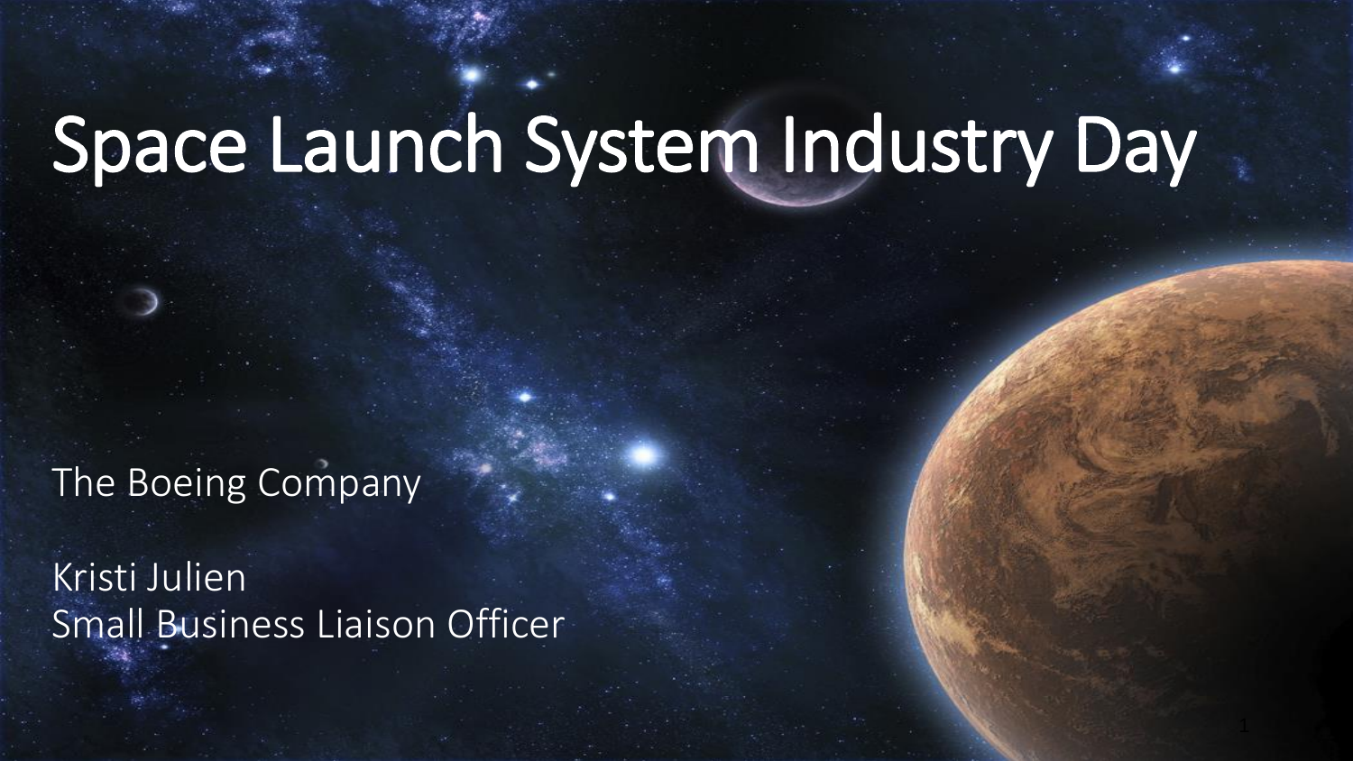# Space Launch System Industry Day

The Boeing Company

Kristi Julien
Small Business Liaison Officer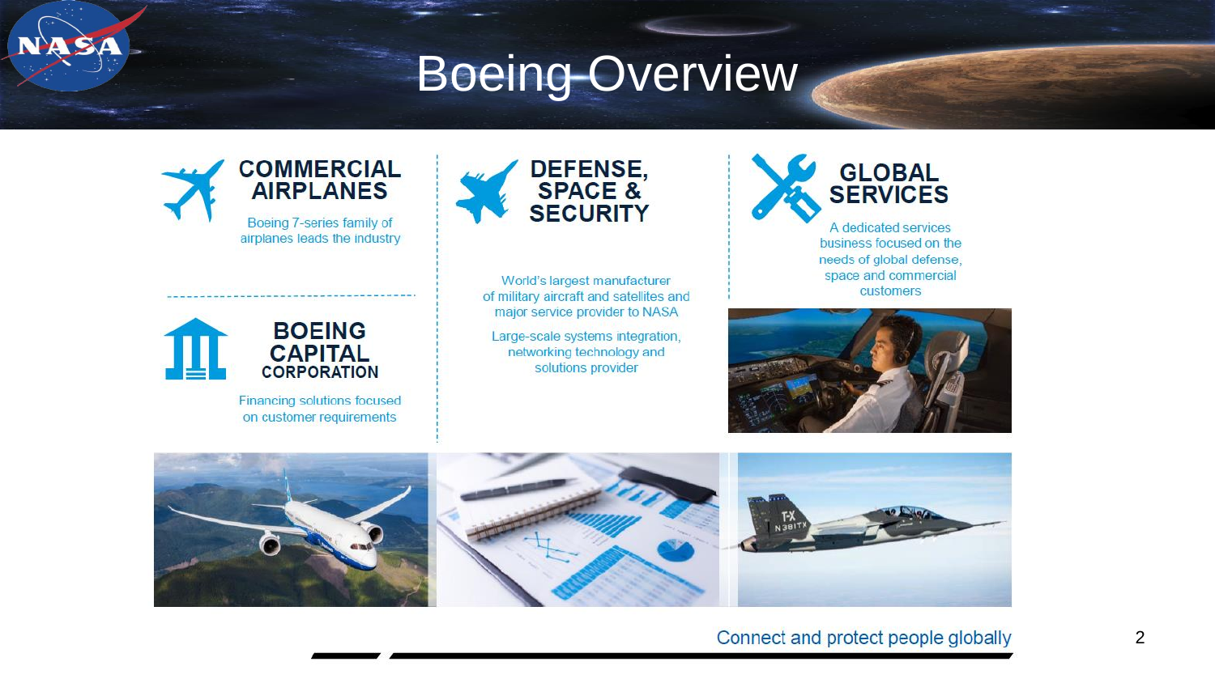# Boeing Overview

## COMMERCIAL AIRPLANES

Boeing 7-series family of airplanes leads the industry

## BOEING CAPITAL CORPORATION

Financing solutions focused on customer requirements

## DEFENSE, SPACE & SECURITY

World's largest manufacturer of military aircraft and satellites and major service provider to NASA

Large-scale systems integration, networking technology and solutions provider

## GLOBAL SERVICES

A dedicated services business focused on the needs of global defense, space and commercial customers

Connect and protect people globally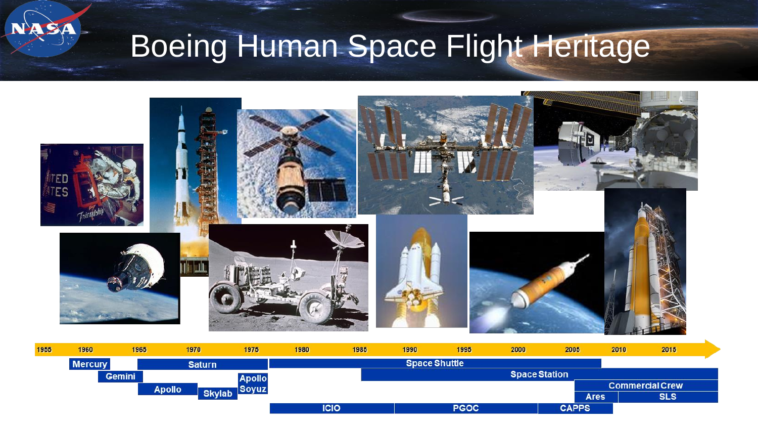# Boeing Human Space Flight Heritage

1955 | 1960 | 1965 | 1970 | 1975 | 1980 | 1985 | 1990 | 1995 | 2000 | 2005 | 2010 | 2015

- Mercury
- Gemini
- Saturn
- Apollo
- Skylab
- Apollo Soyuz
- Space Shuttle
- Space Station
- Commercial Crew
- Ares
- SLS
- ICIO
- PGOC
- CAPPS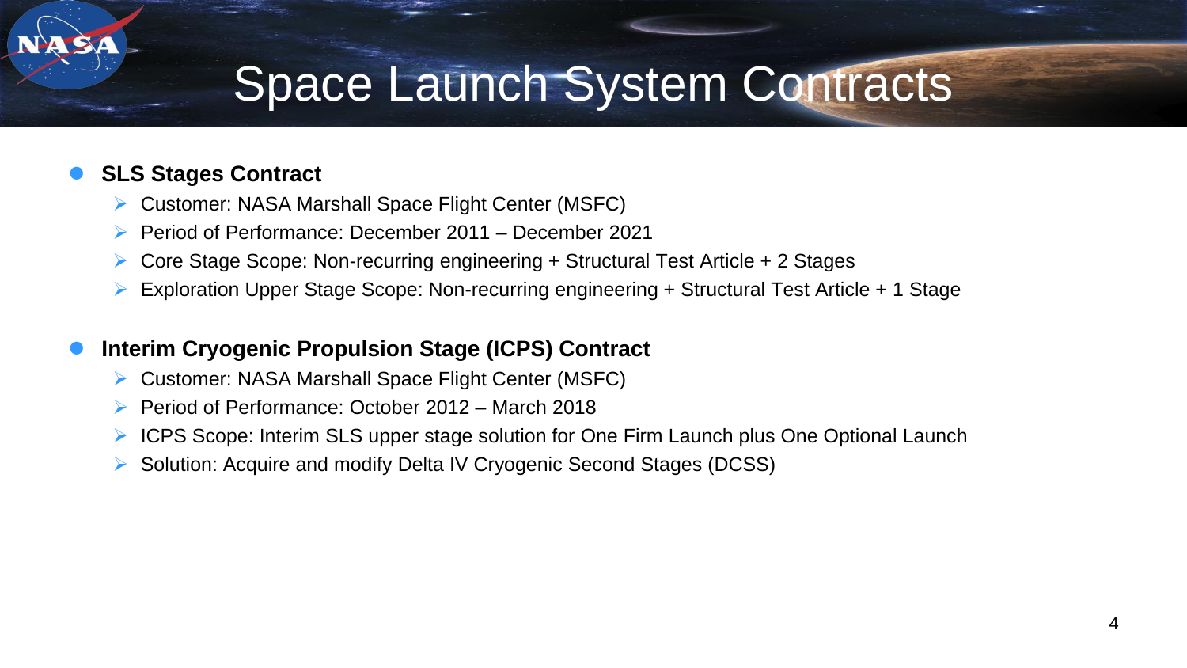# Space Launch System Contracts

- **SLS Stages Contract**
  - Customer: NASA Marshall Space Flight Center (MSFC)
  - Period of Performance: December 2011 – December 2021
  - Core Stage Scope: Non-recurring engineering + Structural Test Article + 2 Stages
  - Exploration Upper Stage Scope: Non-recurring engineering + Structural Test Article + 1 Stage

- **Interim Cryogenic Propulsion Stage (ICPS) Contract**
  - Customer: NASA Marshall Space Flight Center (MSFC)
  - Period of Performance: October 2012 – March 2018
  - ICPS Scope: Interim SLS upper stage solution for One Firm Launch plus One Optional Launch
  - Solution: Acquire and modify Delta IV Cryogenic Second Stages (DCSS)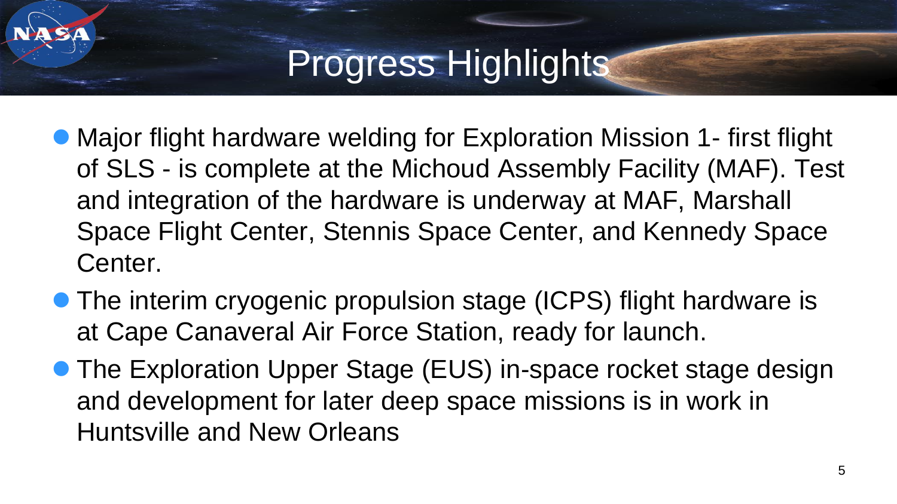# Progress Highlights

- Major flight hardware welding for Exploration Mission 1- first flight of SLS - is complete at the Michoud Assembly Facility (MAF). Test and integration of the hardware is underway at MAF, Marshall Space Flight Center, Stennis Space Center, and Kennedy Space Center.
- The interim cryogenic propulsion stage (ICPS) flight hardware is at Cape Canaveral Air Force Station, ready for launch.
- The Exploration Upper Stage (EUS) in-space rocket stage design and development for later deep space missions is in work in Huntsville and New Orleans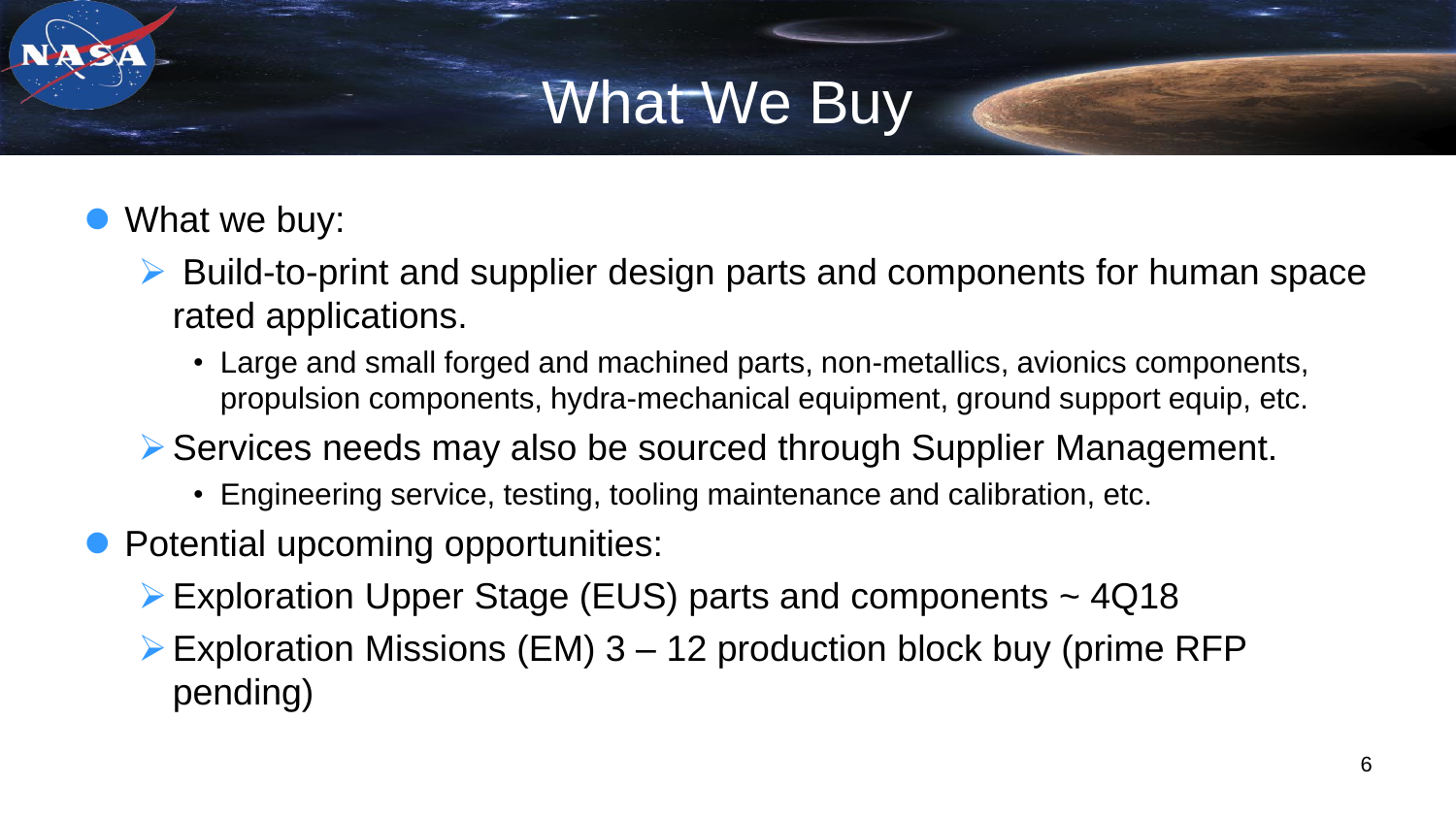# What We Buy

- What we buy:
  - Build-to-print and supplier design parts and components for human space rated applications.
    - Large and small forged and machined parts, non-metallics, avionics components, propulsion components, hydra-mechanical equipment, ground support equip, etc.
  - Services needs may also be sourced through Supplier Management.
    - Engineering service, testing, tooling maintenance and calibration, etc.
- Potential upcoming opportunities:
  - Exploration Upper Stage (EUS) parts and components ~ 4Q18
  - Exploration Missions (EM) 3 – 12 production block buy (prime RFP pending)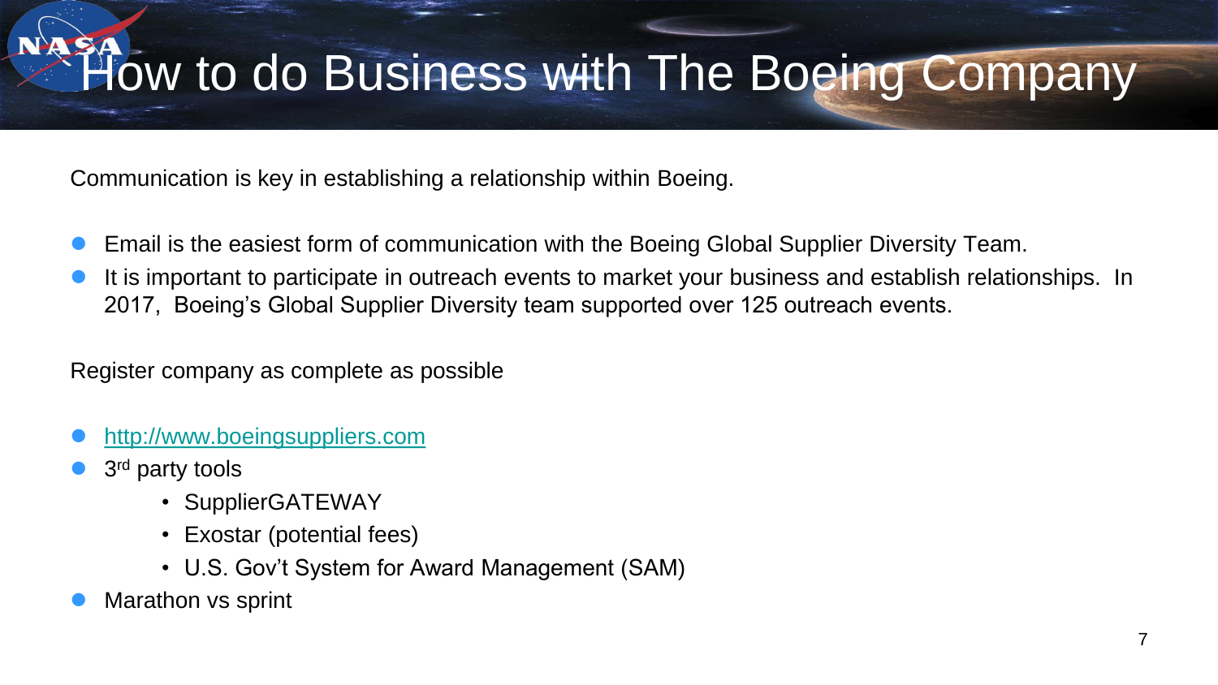# How to do Business with The Boeing Company

Communication is key in establishing a relationship within Boeing.

- Email is the easiest form of communication with the Boeing Global Supplier Diversity Team.
- It is important to participate in outreach events to market your business and establish relationships. In 2017, Boeing's Global Supplier Diversity team supported over 125 outreach events.

Register company as complete as possible

- http://www.boeingsuppliers.com
- 3rd party tools
  - SupplierGATEWAY
  - Exostar (potential fees)
  - U.S. Gov't System for Award Management (SAM)
- Marathon vs sprint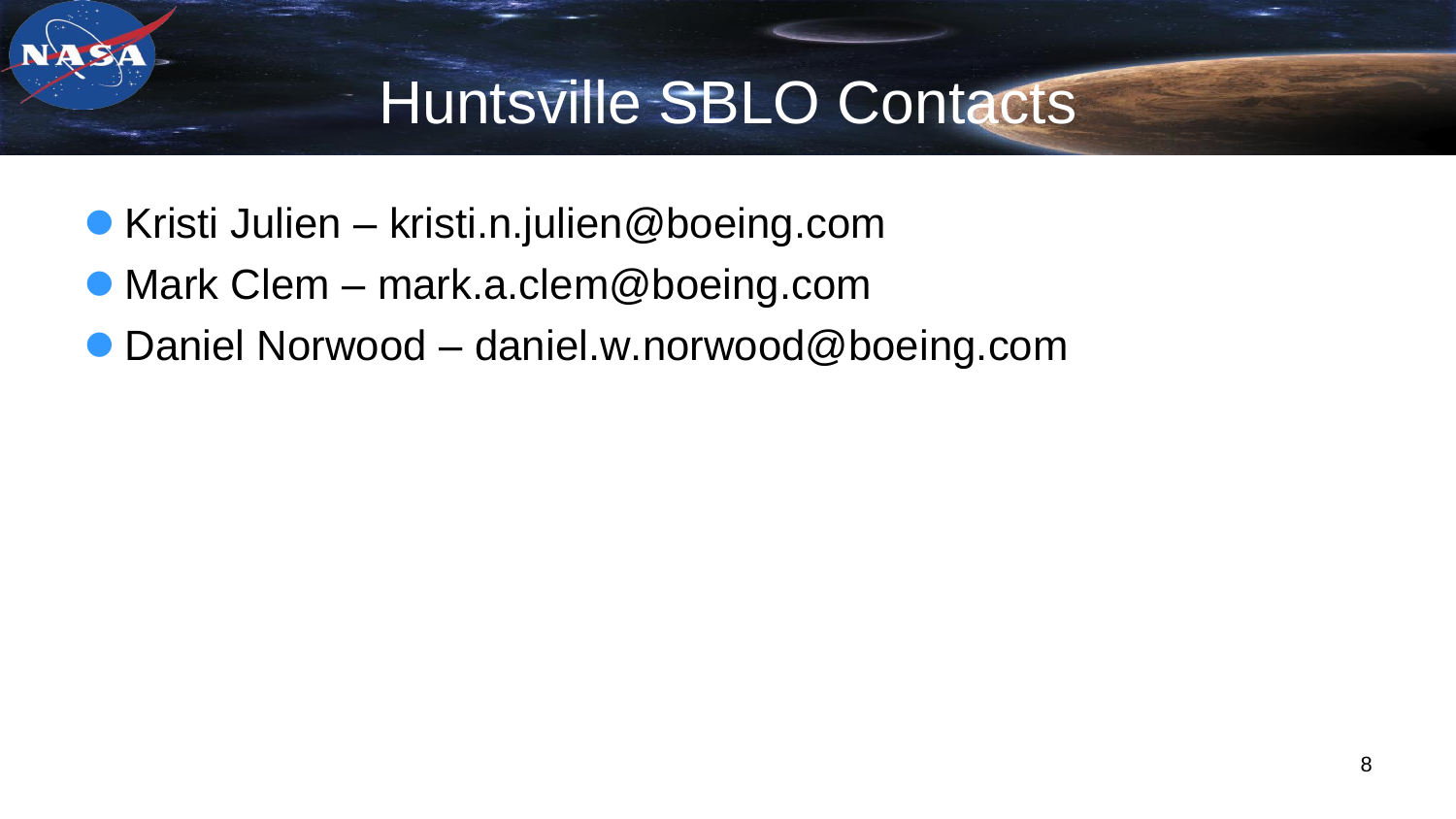# Huntsville SBLO Contacts

- Kristi Julien – kristi.n.julien@boeing.com
- Mark Clem – mark.a.clem@boeing.com
- Daniel Norwood – daniel.w.norwood@boeing.com